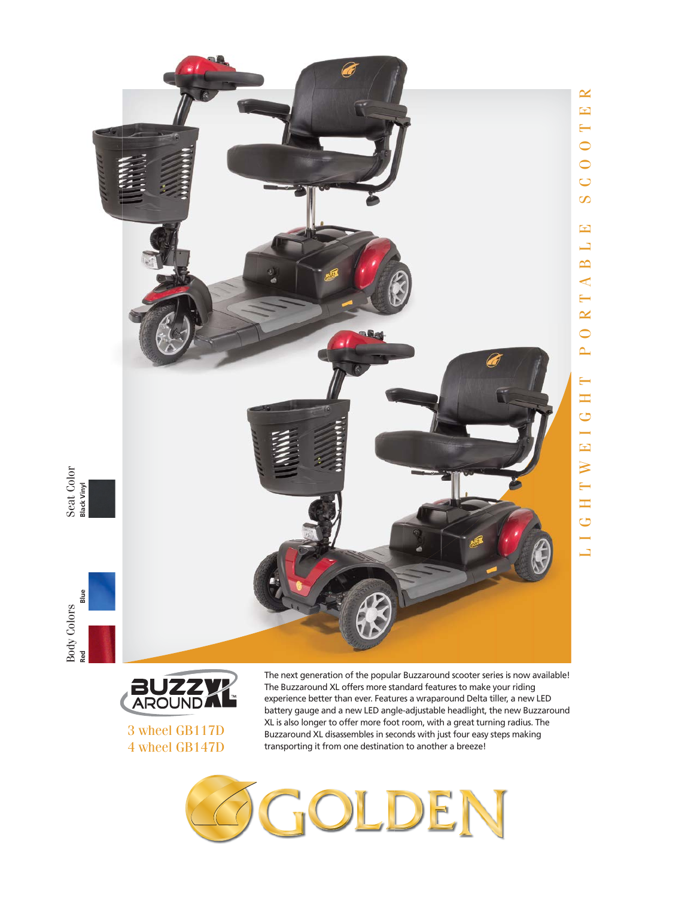# LIGHTWEIGHT PORTABLE SCOOTER

**Seat Color**
Black Vinyl

**Body Colors**
Blue
Red

## BUZZAROUND XL™

3 wheel GB117D
4 wheel GB147D

The next generation of the popular Buzzaround scooter series is now available! The Buzzaround XL offers more standard features to make your riding experience better than ever. Features a wraparound Delta tiller, a new LED battery gauge and a new LED angle-adjustable headlight, the new Buzzaround XL is also longer to offer more foot room, with a great turning radius. The Buzzaround XL disassembles in seconds with just four easy steps making transporting it from one destination to another a breeze!

GOLDEN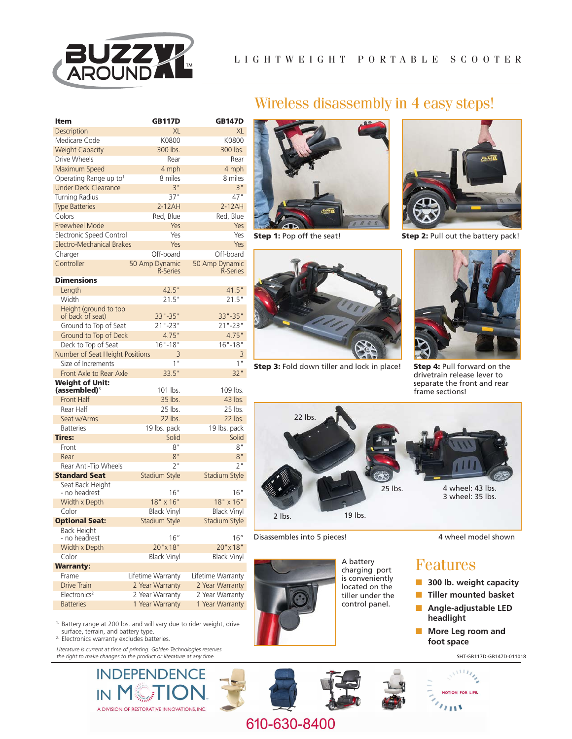# BUZZAROUND XL™

LIGHTWEIGHT PORTABLE SCOOTER

| Item | GB117D | GB147D |
|---|---|---|
| Description | XL | XL |
| Medicare Code | K0800 | K0800 |
| Weight Capacity | 300 lbs. | 300 lbs. |
| Drive Wheels | Rear | Rear |
| Maximum Speed | 4 mph | 4 mph |
| Operating Range up to[1] | 8 miles | 8 miles |
| Under Deck Clearance | 3" | 3" |
| Turning Radius | 37" | 47" |
| Type Batteries | 2-12AH | 2-12AH |
| Colors | Red, Blue | Red, Blue |
| Freewheel Mode | Yes | Yes |
| Electronic Speed Control | Yes | Yes |
| Electro-Mechanical Brakes | Yes | Yes |
| Charger | Off-board | Off-board |
| Controller | 50 Amp Dynamic R-Series | 50 Amp Dynamic R-Series |
| **Dimensions** | | |
| Length | 42.5" | 41.5" |
| Width | 21.5" | 21.5" |
| Height (ground to top of back of seat) | 33"-35" | 33"-35" |
| Ground to Top of Seat | 21"-23" | 21"-23" |
| Ground to Top of Deck | 4.75" | 4.75" |
| Deck to Top of Seat | 16"-18" | 16"-18" |
| Number of Seat Height Positions | 3 | 3 |
| Size of Increments | 1" | 1" |
| Front Axle to Rear Axle | 33.5" | 32" |
| **Weight of Unit: (assembled)**[3] | 101 lbs. | 109 lbs. |
| Front Half | 35 lbs. | 43 lbs. |
| Rear Half | 25 lbs. | 25 lbs. |
| Seat w/Arms | 22 lbs. | 22 lbs. |
| Batteries | 19 lbs. pack | 19 lbs. pack |
| **Tires:** | Solid | Solid |
| Front | 8" | 8" |
| Rear | 8" | 8" |
| Rear Anti-Tip Wheels | 2" | 2" |
| **Standard Seat** | Stadium Style | Stadium Style |
| Seat Back Height - no headrest | 16" | 16" |
| Width x Depth | 18" x 16" | 18" x 16" |
| Color | Black Vinyl | Black Vinyl |
| **Optional Seat:** | Stadium Style | Stadium Style |
| Back Height - no headrest | 16" | 16" |
| Width x Depth | 20" x 18" | 20" x 18" |
| Color | Black Vinyl | Black Vinyl |
| **Warranty:** | | |
| Frame | Lifetime Warranty | Lifetime Warranty |
| Drive Train | 2 Year Warranty | 2 Year Warranty |
| Electronics[2] | 2 Year Warranty | 2 Year Warranty |
| Batteries | 1 Year Warranty | 1 Year Warranty |

1. Battery range at 200 lbs. and will vary due to rider weight, drive surface, terrain, and battery type.
2. Electronics warranty excludes batteries.

*Literature is current at time of printing. Golden Technologies reserves the right to make changes to the product or literature at any time.*

## Wireless disassembly in 4 easy steps!

**Step 1:** Pop off the seat!

**Step 2:** Pull out the battery pack!

**Step 3:** Fold down tiller and lock in place!

**Step 4:** Pull forward on the drivetrain release lever to separate the front and rear frame sections!

22 lbs.

2 lbs.

19 lbs.

25 lbs.

4 wheel: 43 lbs.
3 wheel: 35 lbs.

Disassembles into 5 pieces!

4 wheel model shown

A battery charging port is conveniently located on the tiller under the control panel.

## Features

- 300 lb. weight capacity
- Tiller mounted basket
- Angle-adjustable LED headlight
- More Leg room and foot space

SHT-GB117D-GB147D-011018

INDEPENDENCE IN MOTION

A DIVISION OF RESTORATIVE INNOVATIONS, INC.

MOTION FOR LIFE.

610-630-8400